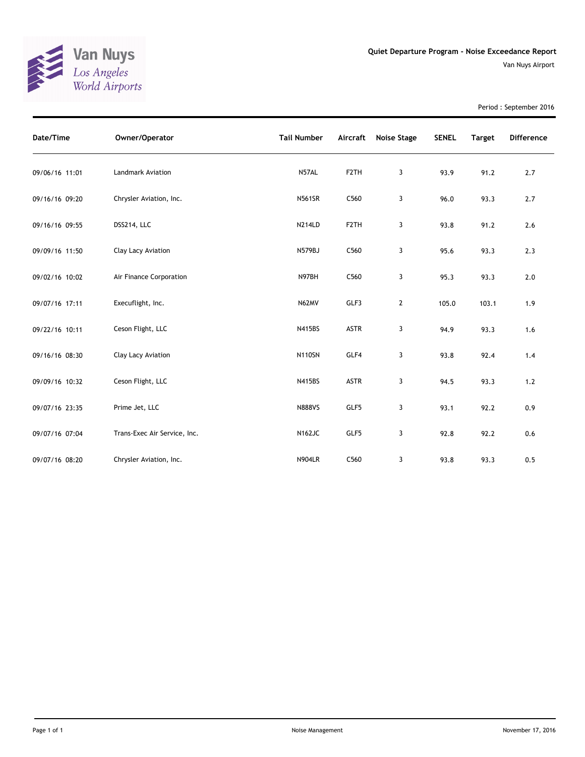Van Nuys
Los Angeles World Airports

**Quiet Departure Program - Noise Exceedance Report**

Van Nuys Airport

Period : September 2016

| Date/Time | Owner/Operator | Tail Number | Aircraft | Noise Stage | SENEL | Target | Difference |
|---|---|---|---|---|---|---|---|
| 09/06/16 11:01 | Landmark Aviation | N57AL | F2TH | 3 | 93.9 | 91.2 | 2.7 |
| 09/16/16 09:20 | Chrysler Aviation, Inc. | N561SR | C560 | 3 | 96.0 | 93.3 | 2.7 |
| 09/16/16 09:55 | DSS214, LLC | N214LD | F2TH | 3 | 93.8 | 91.2 | 2.6 |
| 09/09/16 11:50 | Clay Lacy Aviation | N579BJ | C560 | 3 | 95.6 | 93.3 | 2.3 |
| 09/02/16 10:02 | Air Finance Corporation | N97BH | C560 | 3 | 95.3 | 93.3 | 2.0 |
| 09/07/16 17:11 | Execuflight, Inc. | N62MV | GLF3 | 2 | 105.0 | 103.1 | 1.9 |
| 09/22/16 10:11 | Ceson Flight, LLC | N415BS | ASTR | 3 | 94.9 | 93.3 | 1.6 |
| 09/16/16 08:30 | Clay Lacy Aviation | N110SN | GLF4 | 3 | 93.8 | 92.4 | 1.4 |
| 09/09/16 10:32 | Ceson Flight, LLC | N415BS | ASTR | 3 | 94.5 | 93.3 | 1.2 |
| 09/07/16 23:35 | Prime Jet, LLC | N888VS | GLF5 | 3 | 93.1 | 92.2 | 0.9 |
| 09/07/16 07:04 | Trans-Exec Air Service, Inc. | N162JC | GLF5 | 3 | 92.8 | 92.2 | 0.6 |
| 09/07/16 08:20 | Chrysler Aviation, Inc. | N904LR | C560 | 3 | 93.8 | 93.3 | 0.5 |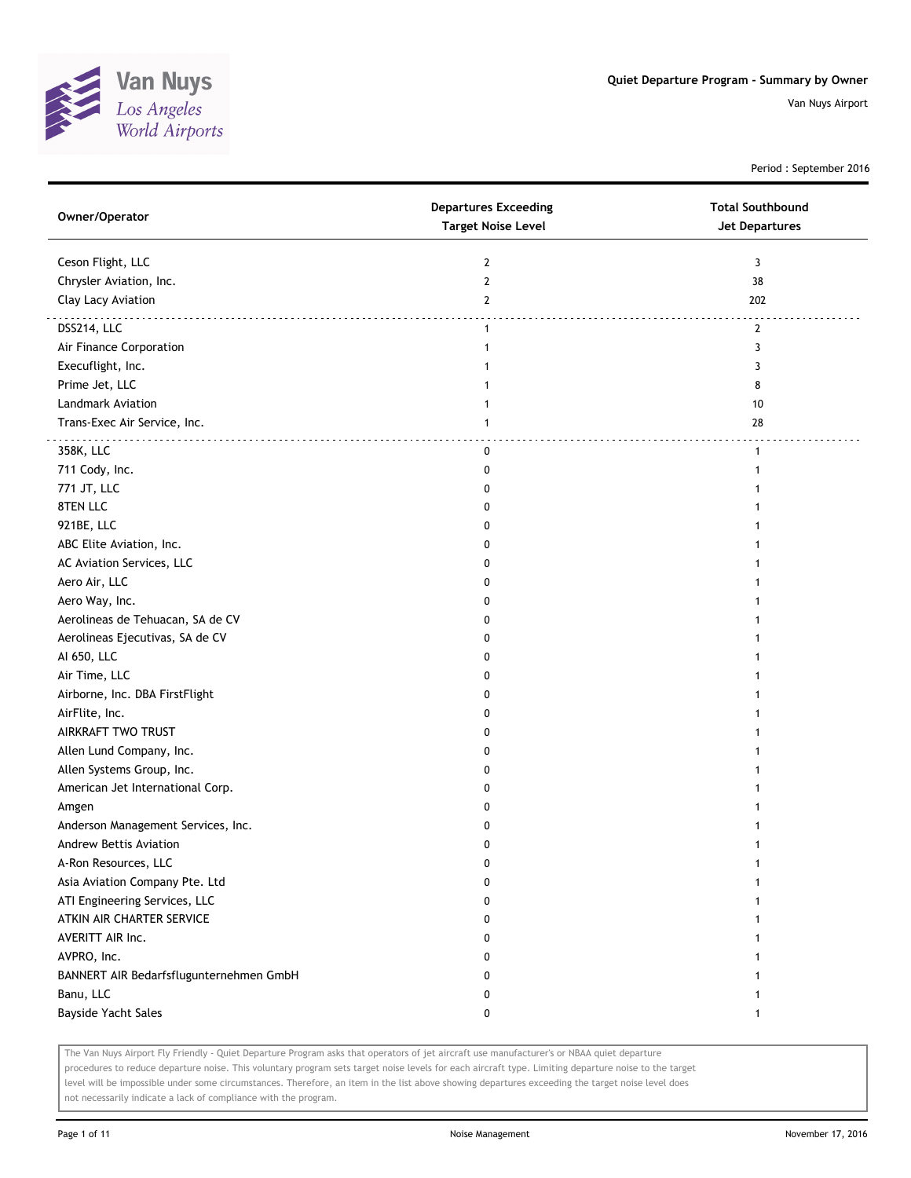Van Nuys
Los Angeles
World Airports

**Quiet Departure Program - Summary by Owner**

Van Nuys Airport

Period : September 2016

| Owner/Operator | Departures Exceeding Target Noise Level | Total Southbound Jet Departures |
|---|---|---|
| Ceson Flight, LLC | 2 | 3 |
| Chrysler Aviation, Inc. | 2 | 38 |
| Clay Lacy Aviation | 2 | 202 |
| DSS214, LLC | 1 | 2 |
| Air Finance Corporation | 1 | 3 |
| Execuflight, Inc. | 1 | 3 |
| Prime Jet, LLC | 1 | 8 |
| Landmark Aviation | 1 | 10 |
| Trans-Exec Air Service, Inc. | 1 | 28 |
| 358K, LLC | 0 | 1 |
| 711 Cody, Inc. | 0 | 1 |
| 771 JT, LLC | 0 | 1 |
| 8TEN LLC | 0 | 1 |
| 921BE, LLC | 0 | 1 |
| ABC Elite Aviation, Inc. | 0 | 1 |
| AC Aviation Services, LLC | 0 | 1 |
| Aero Air, LLC | 0 | 1 |
| Aero Way, Inc. | 0 | 1 |
| Aerolineas de Tehuacan, SA de CV | 0 | 1 |
| Aerolineas Ejecutivas, SA de CV | 0 | 1 |
| AI 650, LLC | 0 | 1 |
| Air Time, LLC | 0 | 1 |
| Airborne, Inc. DBA FirstFlight | 0 | 1 |
| AirFlite, Inc. | 0 | 1 |
| AIRKRAFT TWO TRUST | 0 | 1 |
| Allen Lund Company, Inc. | 0 | 1 |
| Allen Systems Group, Inc. | 0 | 1 |
| American Jet International Corp. | 0 | 1 |
| Amgen | 0 | 1 |
| Anderson Management Services, Inc. | 0 | 1 |
| Andrew Bettis Aviation | 0 | 1 |
| A-Ron Resources, LLC | 0 | 1 |
| Asia Aviation Company Pte. Ltd | 0 | 1 |
| ATI Engineering Services, LLC | 0 | 1 |
| ATKIN AIR CHARTER SERVICE | 0 | 1 |
| AVERITT AIR Inc. | 0 | 1 |
| AVPRO, Inc. | 0 | 1 |
| BANNERT AIR Bedarfsflugunternehmen GmbH | 0 | 1 |
| Banu, LLC | 0 | 1 |
| Bayside Yacht Sales | 0 | 1 |

The Van Nuys Airport Fly Friendly - Quiet Departure Program asks that operators of jet aircraft use manufacturer's or NBAA quiet departure procedures to reduce departure noise. This voluntary program sets target noise levels for each aircraft type. Limiting departure noise to the target level will be impossible under some circumstances. Therefore, an item in the list above showing departures exceeding the target noise level does not necessarily indicate a lack of compliance with the program.

Noise Management

November 17, 2016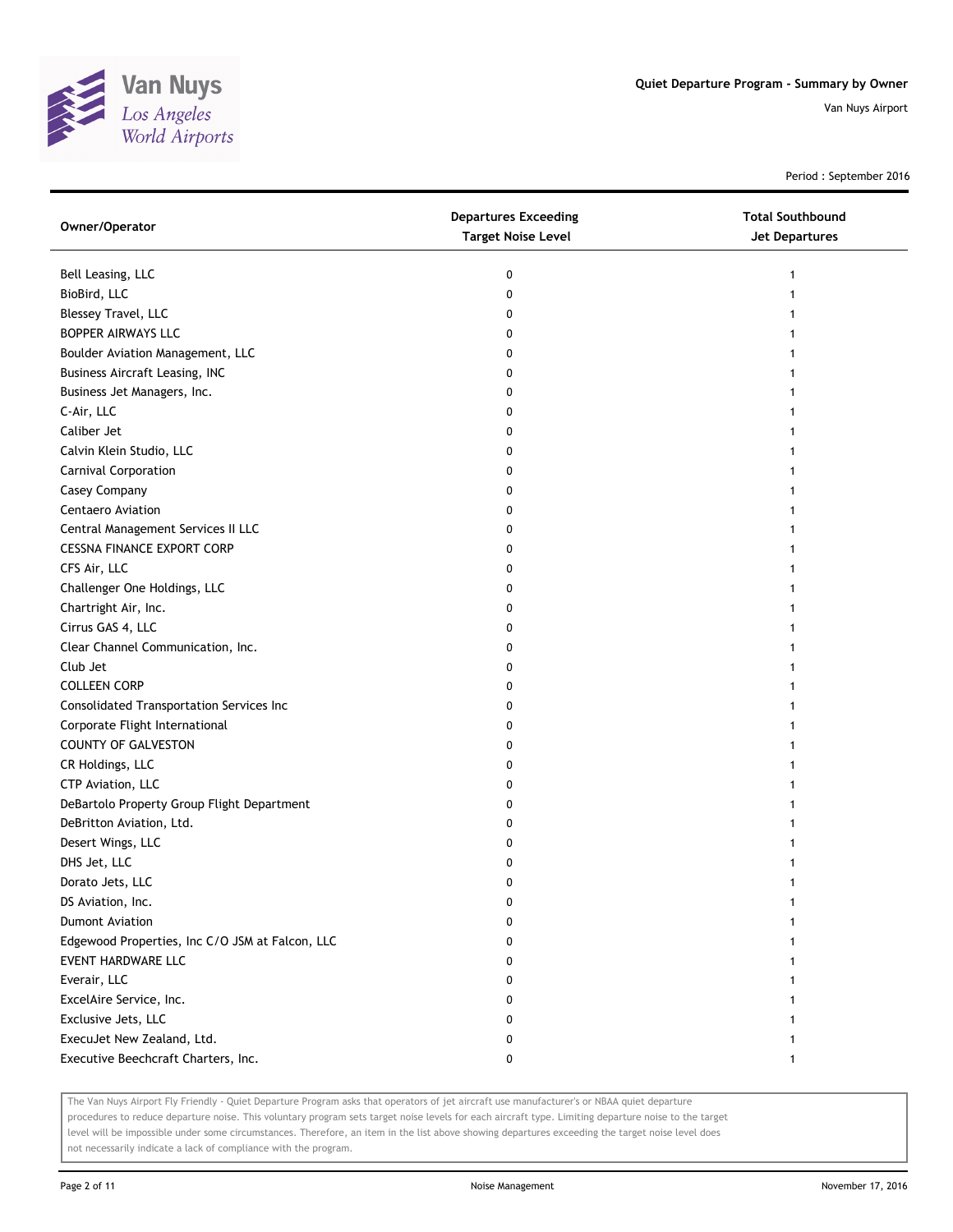Quiet Departure Program - Summary by Owner

Van Nuys Airport

Period : September 2016

| Owner/Operator | Departures Exceeding Target Noise Level | Total Southbound Jet Departures |
|---|---|---|
| Bell Leasing, LLC | 0 | 1 |
| BioBird, LLC | 0 | 1 |
| Blessey Travel, LLC | 0 | 1 |
| BOPPER AIRWAYS LLC | 0 | 1 |
| Boulder Aviation Management, LLC | 0 | 1 |
| Business Aircraft Leasing, INC | 0 | 1 |
| Business Jet Managers, Inc. | 0 | 1 |
| C-Air, LLC | 0 | 1 |
| Caliber Jet | 0 | 1 |
| Calvin Klein Studio, LLC | 0 | 1 |
| Carnival Corporation | 0 | 1 |
| Casey Company | 0 | 1 |
| Centaero Aviation | 0 | 1 |
| Central Management Services II LLC | 0 | 1 |
| CESSNA FINANCE EXPORT CORP | 0 | 1 |
| CFS Air, LLC | 0 | 1 |
| Challenger One Holdings, LLC | 0 | 1 |
| Chartright Air, Inc. | 0 | 1 |
| Cirrus GAS 4, LLC | 0 | 1 |
| Clear Channel Communication, Inc. | 0 | 1 |
| Club Jet | 0 | 1 |
| COLLEEN CORP | 0 | 1 |
| Consolidated Transportation Services Inc | 0 | 1 |
| Corporate Flight International | 0 | 1 |
| COUNTY OF GALVESTON | 0 | 1 |
| CR Holdings, LLC | 0 | 1 |
| CTP Aviation, LLC | 0 | 1 |
| DeBartolo Property Group Flight Department | 0 | 1 |
| DeBritton Aviation, Ltd. | 0 | 1 |
| Desert Wings, LLC | 0 | 1 |
| DHS Jet, LLC | 0 | 1 |
| Dorato Jets, LLC | 0 | 1 |
| DS Aviation, Inc. | 0 | 1 |
| Dumont Aviation | 0 | 1 |
| Edgewood Properties, Inc C/O JSM at Falcon, LLC | 0 | 1 |
| EVENT HARDWARE LLC | 0 | 1 |
| Everair, LLC | 0 | 1 |
| ExcelAire Service, Inc. | 0 | 1 |
| Exclusive Jets, LLC | 0 | 1 |
| ExecuJet New Zealand, Ltd. | 0 | 1 |
| Executive Beechcraft Charters, Inc. | 0 | 1 |

The Van Nuys Airport Fly Friendly - Quiet Departure Program asks that operators of jet aircraft use manufacturer's or NBAA quiet departure procedures to reduce departure noise. This voluntary program sets target noise levels for each aircraft type. Limiting departure noise to the target level will be impossible under some circumstances. Therefore, an item in the list above showing departures exceeding the target noise level does not necessarily indicate a lack of compliance with the program.

Noise Management

November 17, 2016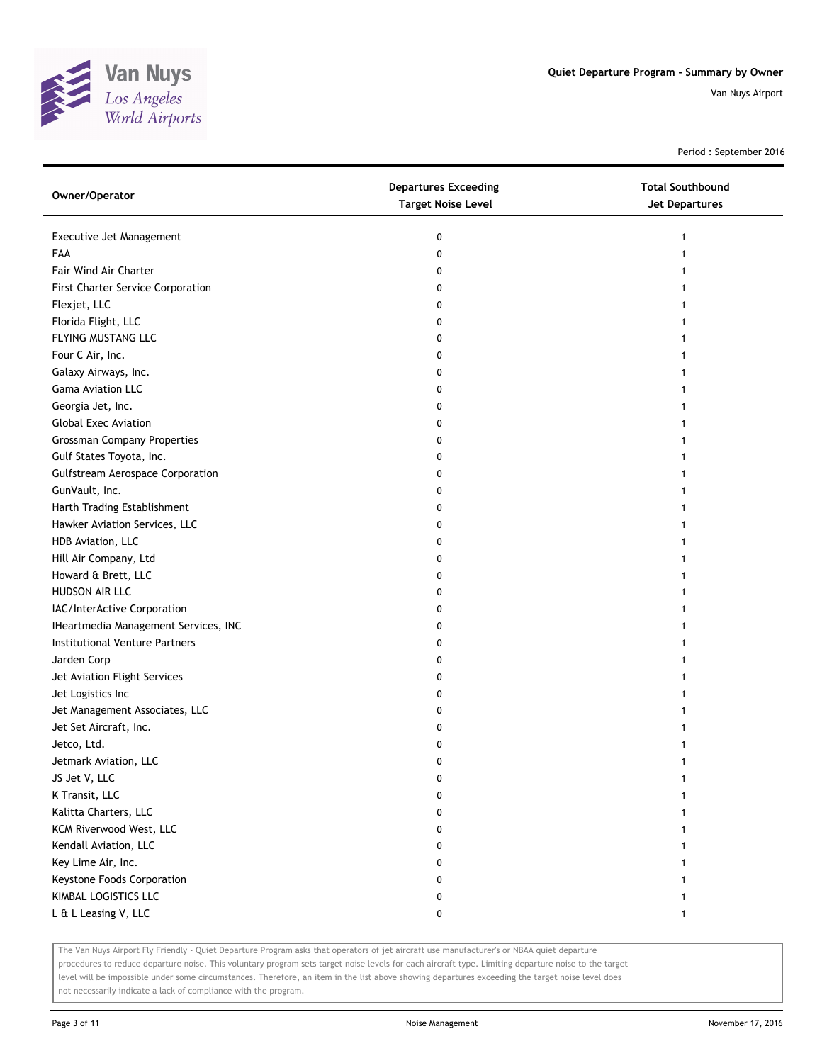# Quiet Departure Program - Summary by Owner

Van Nuys Airport

Period : September 2016

| Owner/Operator | Departures Exceeding Target Noise Level | Total Southbound Jet Departures |
|---|---|---|
| Executive Jet Management | 0 | 1 |
| FAA | 0 | 1 |
| Fair Wind Air Charter | 0 | 1 |
| First Charter Service Corporation | 0 | 1 |
| Flexjet, LLC | 0 | 1 |
| Florida Flight, LLC | 0 | 1 |
| FLYING MUSTANG LLC | 0 | 1 |
| Four C Air, Inc. | 0 | 1 |
| Galaxy Airways, Inc. | 0 | 1 |
| Gama Aviation LLC | 0 | 1 |
| Georgia Jet, Inc. | 0 | 1 |
| Global Exec Aviation | 0 | 1 |
| Grossman Company Properties | 0 | 1 |
| Gulf States Toyota, Inc. | 0 | 1 |
| Gulfstream Aerospace Corporation | 0 | 1 |
| GunVault, Inc. | 0 | 1 |
| Harth Trading Establishment | 0 | 1 |
| Hawker Aviation Services, LLC | 0 | 1 |
| HDB Aviation, LLC | 0 | 1 |
| Hill Air Company, Ltd | 0 | 1 |
| Howard & Brett, LLC | 0 | 1 |
| HUDSON AIR LLC | 0 | 1 |
| IAC/InterActive Corporation | 0 | 1 |
| IHeartmedia Management Services, INC | 0 | 1 |
| Institutional Venture Partners | 0 | 1 |
| Jarden Corp | 0 | 1 |
| Jet Aviation Flight Services | 0 | 1 |
| Jet Logistics Inc | 0 | 1 |
| Jet Management Associates, LLC | 0 | 1 |
| Jet Set Aircraft, Inc. | 0 | 1 |
| Jetco, Ltd. | 0 | 1 |
| Jetmark Aviation, LLC | 0 | 1 |
| JS Jet V, LLC | 0 | 1 |
| K Transit, LLC | 0 | 1 |
| Kalitta Charters, LLC | 0 | 1 |
| KCM Riverwood West, LLC | 0 | 1 |
| Kendall Aviation, LLC | 0 | 1 |
| Key Lime Air, Inc. | 0 | 1 |
| Keystone Foods Corporation | 0 | 1 |
| KIMBAL LOGISTICS LLC | 0 | 1 |
| L & L Leasing V, LLC | 0 | 1 |

The Van Nuys Airport Fly Friendly - Quiet Departure Program asks that operators of jet aircraft use manufacturer's or NBAA quiet departure procedures to reduce departure noise. This voluntary program sets target noise levels for each aircraft type. Limiting departure noise to the target level will be impossible under some circumstances. Therefore, an item in the list above showing departures exceeding the target noise level does not necessarily indicate a lack of compliance with the program.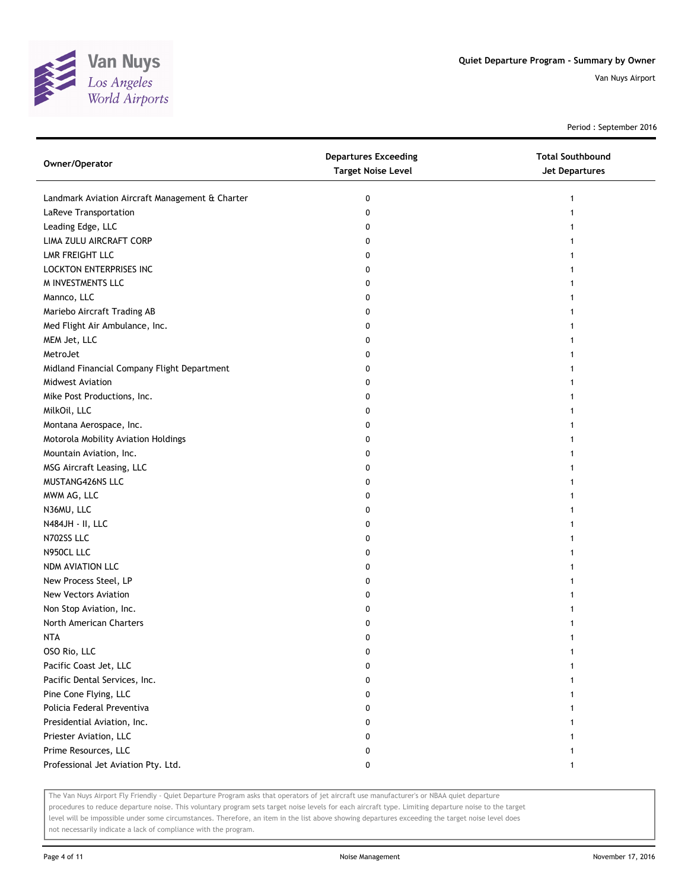Period : September 2016

| Owner/Operator | Departures Exceeding Target Noise Level | Total Southbound Jet Departures |
|---|---|---|
| Landmark Aviation Aircraft Management & Charter | 0 | 1 |
| LaReve Transportation | 0 | 1 |
| Leading Edge, LLC | 0 | 1 |
| LIMA ZULU AIRCRAFT CORP | 0 | 1 |
| LMR FREIGHT LLC | 0 | 1 |
| LOCKTON ENTERPRISES INC | 0 | 1 |
| M INVESTMENTS LLC | 0 | 1 |
| Mannco, LLC | 0 | 1 |
| Mariebo Aircraft Trading AB | 0 | 1 |
| Med Flight Air Ambulance, Inc. | 0 | 1 |
| MEM Jet, LLC | 0 | 1 |
| MetroJet | 0 | 1 |
| Midland Financial Company Flight Department | 0 | 1 |
| Midwest Aviation | 0 | 1 |
| Mike Post Productions, Inc. | 0 | 1 |
| MilkOil, LLC | 0 | 1 |
| Montana Aerospace, Inc. | 0 | 1 |
| Motorola Mobility Aviation Holdings | 0 | 1 |
| Mountain Aviation, Inc. | 0 | 1 |
| MSG Aircraft Leasing, LLC | 0 | 1 |
| MUSTANG426NS LLC | 0 | 1 |
| MWM AG, LLC | 0 | 1 |
| N36MU, LLC | 0 | 1 |
| N484JH - II, LLC | 0 | 1 |
| N702SS LLC | 0 | 1 |
| N950CL LLC | 0 | 1 |
| NDM AVIATION LLC | 0 | 1 |
| New Process Steel, LP | 0 | 1 |
| New Vectors Aviation | 0 | 1 |
| Non Stop Aviation, Inc. | 0 | 1 |
| North American Charters | 0 | 1 |
| NTA | 0 | 1 |
| OSO Rio, LLC | 0 | 1 |
| Pacific Coast Jet, LLC | 0 | 1 |
| Pacific Dental Services, Inc. | 0 | 1 |
| Pine Cone Flying, LLC | 0 | 1 |
| Policia Federal Preventiva | 0 | 1 |
| Presidential Aviation, Inc. | 0 | 1 |
| Priester Aviation, LLC | 0 | 1 |
| Prime Resources, LLC | 0 | 1 |
| Professional Jet Aviation Pty. Ltd. | 0 | 1 |

The Van Nuys Airport Fly Friendly - Quiet Departure Program asks that operators of jet aircraft use manufacturer's or NBAA quiet departure procedures to reduce departure noise. This voluntary program sets target noise levels for each aircraft type. Limiting departure noise to the target level will be impossible under some circumstances. Therefore, an item in the list above showing departures exceeding the target noise level does not necessarily indicate a lack of compliance with the program.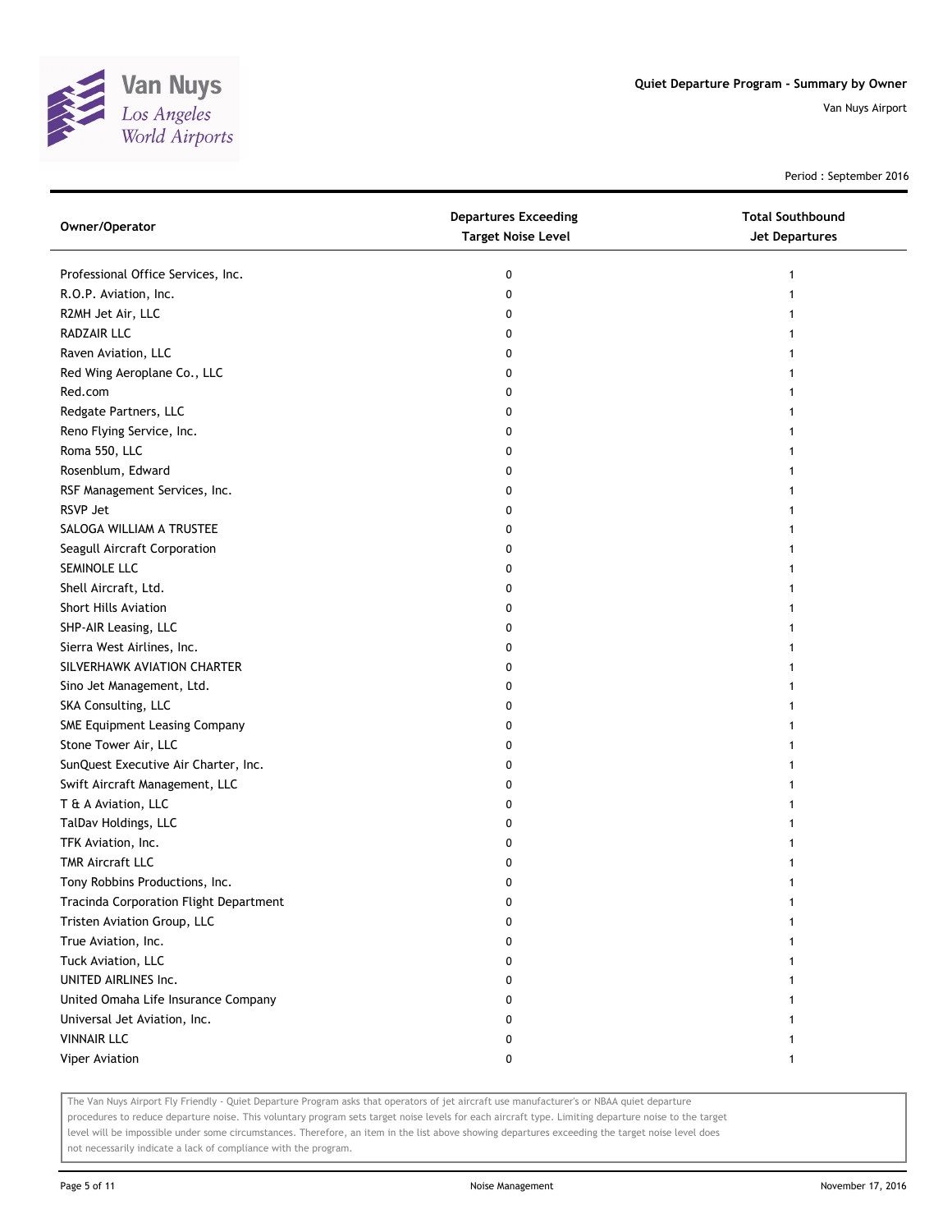# Quiet Departure Program - Summary by Owner

Van Nuys Airport

Period : September 2016

| Owner/Operator | Departures Exceeding Target Noise Level | Total Southbound Jet Departures |
|---|---|---|
| Professional Office Services, Inc. | 0 | 1 |
| R.O.P. Aviation, Inc. | 0 | 1 |
| R2MH Jet Air, LLC | 0 | 1 |
| RADZAIR LLC | 0 | 1 |
| Raven Aviation, LLC | 0 | 1 |
| Red Wing Aeroplane Co., LLC | 0 | 1 |
| Red.com | 0 | 1 |
| Redgate Partners, LLC | 0 | 1 |
| Reno Flying Service, Inc. | 0 | 1 |
| Roma 550, LLC | 0 | 1 |
| Rosenblum, Edward | 0 | 1 |
| RSF Management Services, Inc. | 0 | 1 |
| RSVP Jet | 0 | 1 |
| SALOGA WILLIAM A TRUSTEE | 0 | 1 |
| Seagull Aircraft Corporation | 0 | 1 |
| SEMINOLE LLC | 0 | 1 |
| Shell Aircraft, Ltd. | 0 | 1 |
| Short Hills Aviation | 0 | 1 |
| SHP-AIR Leasing, LLC | 0 | 1 |
| Sierra West Airlines, Inc. | 0 | 1 |
| SILVERHAWK AVIATION CHARTER | 0 | 1 |
| Sino Jet Management, Ltd. | 0 | 1 |
| SKA Consulting, LLC | 0 | 1 |
| SME Equipment Leasing Company | 0 | 1 |
| Stone Tower Air, LLC | 0 | 1 |
| SunQuest Executive Air Charter, Inc. | 0 | 1 |
| Swift Aircraft Management, LLC | 0 | 1 |
| T & A Aviation, LLC | 0 | 1 |
| TalDav Holdings, LLC | 0 | 1 |
| TFK Aviation, Inc. | 0 | 1 |
| TMR Aircraft LLC | 0 | 1 |
| Tony Robbins Productions, Inc. | 0 | 1 |
| Tracinda Corporation Flight Department | 0 | 1 |
| Tristen Aviation Group, LLC | 0 | 1 |
| True Aviation, Inc. | 0 | 1 |
| Tuck Aviation, LLC | 0 | 1 |
| UNITED AIRLINES Inc. | 0 | 1 |
| United Omaha Life Insurance Company | 0 | 1 |
| Universal Jet Aviation, Inc. | 0 | 1 |
| VINNAIR LLC | 0 | 1 |
| Viper Aviation | 0 | 1 |

The Van Nuys Airport Fly Friendly - Quiet Departure Program asks that operators of jet aircraft use manufacturer's or NBAA quiet departure procedures to reduce departure noise. This voluntary program sets target noise levels for each aircraft type. Limiting departure noise to the target level will be impossible under some circumstances. Therefore, an item in the list above showing departures exceeding the target noise level does not necessarily indicate a lack of compliance with the program.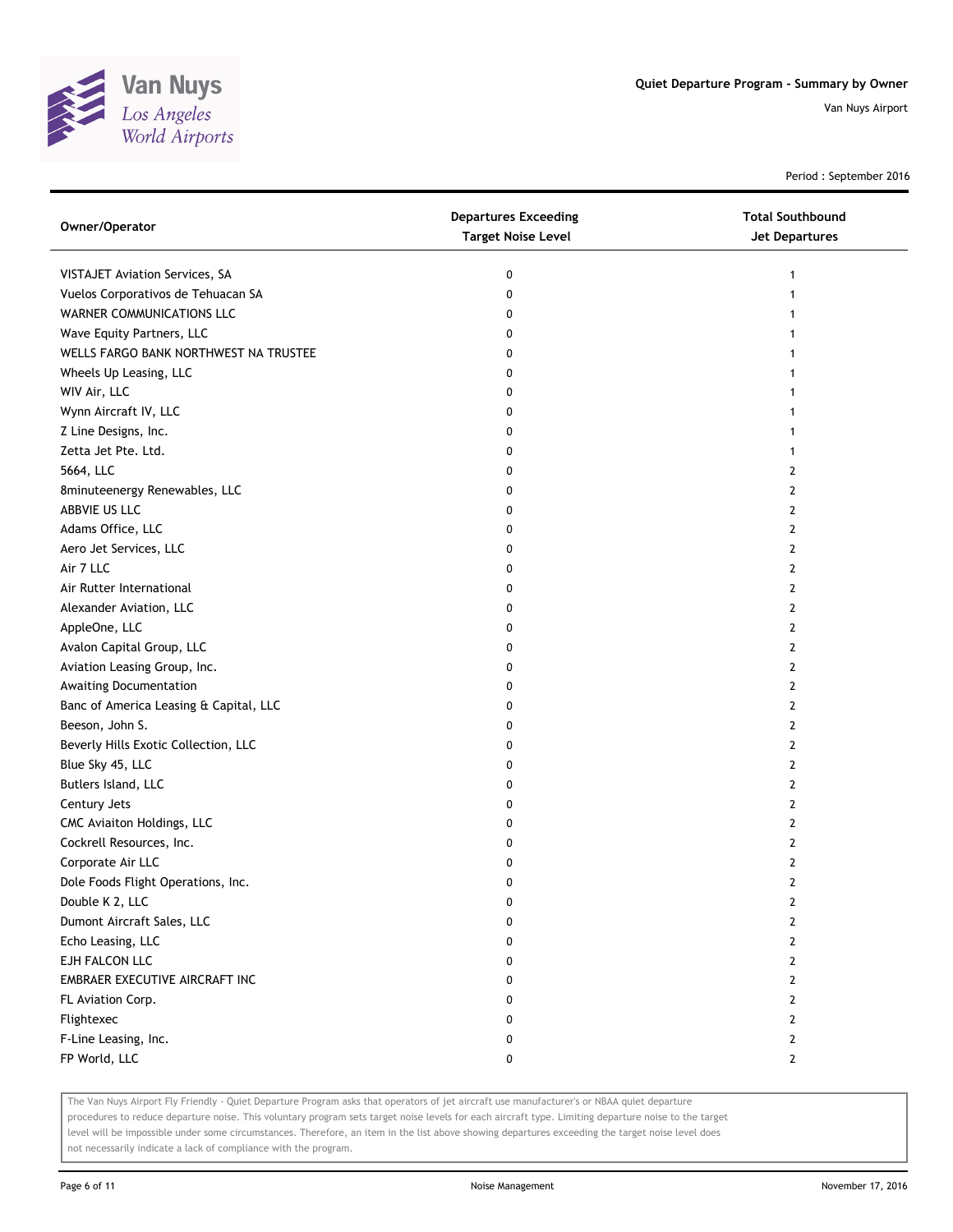# Quiet Departure Program - Summary by Owner

Van Nuys Airport

Period : September 2016

| Owner/Operator | Departures Exceeding Target Noise Level | Total Southbound Jet Departures |
|---|---|---|
| VISTAJET Aviation Services, SA | 0 | 1 |
| Vuelos Corporativos de Tehuacan SA | 0 | 1 |
| WARNER COMMUNICATIONS LLC | 0 | 1 |
| Wave Equity Partners, LLC | 0 | 1 |
| WELLS FARGO BANK NORTHWEST NA TRUSTEE | 0 | 1 |
| Wheels Up Leasing, LLC | 0 | 1 |
| WIV Air, LLC | 0 | 1 |
| Wynn Aircraft IV, LLC | 0 | 1 |
| Z Line Designs, Inc. | 0 | 1 |
| Zetta Jet Pte. Ltd. | 0 | 1 |
| 5664, LLC | 0 | 2 |
| 8minuteenergy Renewables, LLC | 0 | 2 |
| ABBVIE US LLC | 0 | 2 |
| Adams Office, LLC | 0 | 2 |
| Aero Jet Services, LLC | 0 | 2 |
| Air 7 LLC | 0 | 2 |
| Air Rutter International | 0 | 2 |
| Alexander Aviation, LLC | 0 | 2 |
| AppleOne, LLC | 0 | 2 |
| Avalon Capital Group, LLC | 0 | 2 |
| Aviation Leasing Group, Inc. | 0 | 2 |
| Awaiting Documentation | 0 | 2 |
| Banc of America Leasing & Capital, LLC | 0 | 2 |
| Beeson, John S. | 0 | 2 |
| Beverly Hills Exotic Collection, LLC | 0 | 2 |
| Blue Sky 45, LLC | 0 | 2 |
| Butlers Island, LLC | 0 | 2 |
| Century Jets | 0 | 2 |
| CMC Aviaiton Holdings, LLC | 0 | 2 |
| Cockrell Resources, Inc. | 0 | 2 |
| Corporate Air LLC | 0 | 2 |
| Dole Foods Flight Operations, Inc. | 0 | 2 |
| Double K 2, LLC | 0 | 2 |
| Dumont Aircraft Sales, LLC | 0 | 2 |
| Echo Leasing, LLC | 0 | 2 |
| EJH FALCON LLC | 0 | 2 |
| EMBRAER EXECUTIVE AIRCRAFT INC | 0 | 2 |
| FL Aviation Corp. | 0 | 2 |
| Flightexec | 0 | 2 |
| F-Line Leasing, Inc. | 0 | 2 |
| FP World, LLC | 0 | 2 |

The Van Nuys Airport Fly Friendly - Quiet Departure Program asks that operators of jet aircraft use manufacturer's or NBAA quiet departure procedures to reduce departure noise. This voluntary program sets target noise levels for each aircraft type. Limiting departure noise to the target level will be impossible under some circumstances. Therefore, an item in the list above showing departures exceeding the target noise level does not necessarily indicate a lack of compliance with the program.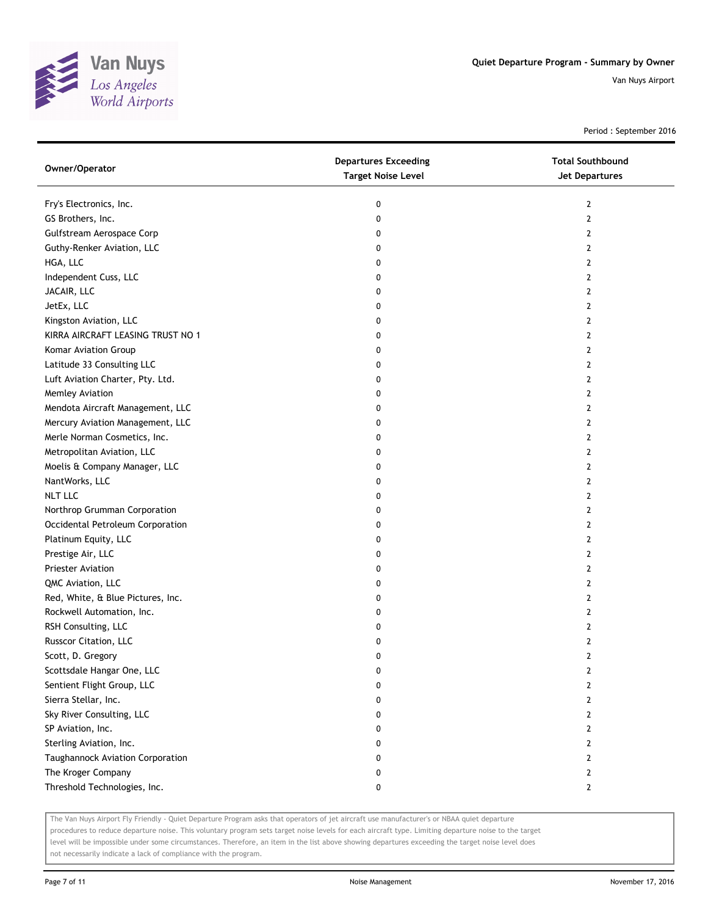| Owner/Operator | Departures Exceeding Target Noise Level | Total Southbound Jet Departures |
|---|---|---|
| Fry's Electronics, Inc. | 0 | 2 |
| GS Brothers, Inc. | 0 | 2 |
| Gulfstream Aerospace Corp | 0 | 2 |
| Guthy-Renker Aviation, LLC | 0 | 2 |
| HGA, LLC | 0 | 2 |
| Independent Cuss, LLC | 0 | 2 |
| JACAIR, LLC | 0 | 2 |
| JetEx, LLC | 0 | 2 |
| Kingston Aviation, LLC | 0 | 2 |
| KIRRA AIRCRAFT LEASING TRUST NO 1 | 0 | 2 |
| Komar Aviation Group | 0 | 2 |
| Latitude 33 Consulting LLC | 0 | 2 |
| Luft Aviation Charter, Pty. Ltd. | 0 | 2 |
| Memley Aviation | 0 | 2 |
| Mendota Aircraft Management, LLC | 0 | 2 |
| Mercury Aviation Management, LLC | 0 | 2 |
| Merle Norman Cosmetics, Inc. | 0 | 2 |
| Metropolitan Aviation, LLC | 0 | 2 |
| Moelis & Company Manager, LLC | 0 | 2 |
| NantWorks, LLC | 0 | 2 |
| NLT LLC | 0 | 2 |
| Northrop Grumman Corporation | 0 | 2 |
| Occidental Petroleum Corporation | 0 | 2 |
| Platinum Equity, LLC | 0 | 2 |
| Prestige Air, LLC | 0 | 2 |
| Priester Aviation | 0 | 2 |
| QMC Aviation, LLC | 0 | 2 |
| Red, White, & Blue Pictures, Inc. | 0 | 2 |
| Rockwell Automation, Inc. | 0 | 2 |
| RSH Consulting, LLC | 0 | 2 |
| Russcor Citation, LLC | 0 | 2 |
| Scott, D. Gregory | 0 | 2 |
| Scottsdale Hangar One, LLC | 0 | 2 |
| Sentient Flight Group, LLC | 0 | 2 |
| Sierra Stellar, Inc. | 0 | 2 |
| Sky River Consulting, LLC | 0 | 2 |
| SP Aviation, Inc. | 0 | 2 |
| Sterling Aviation, Inc. | 0 | 2 |
| Taughannock Aviation Corporation | 0 | 2 |
| The Kroger Company | 0 | 2 |
| Threshold Technologies, Inc. | 0 | 2 |

The Van Nuys Airport Fly Friendly - Quiet Departure Program asks that operators of jet aircraft use manufacturer's or NBAA quiet departure procedures to reduce departure noise. This voluntary program sets target noise levels for each aircraft type. Limiting departure noise to the target level will be impossible under some circumstances. Therefore, an item in the list above showing departures exceeding the target noise level does not necessarily indicate a lack of compliance with the program.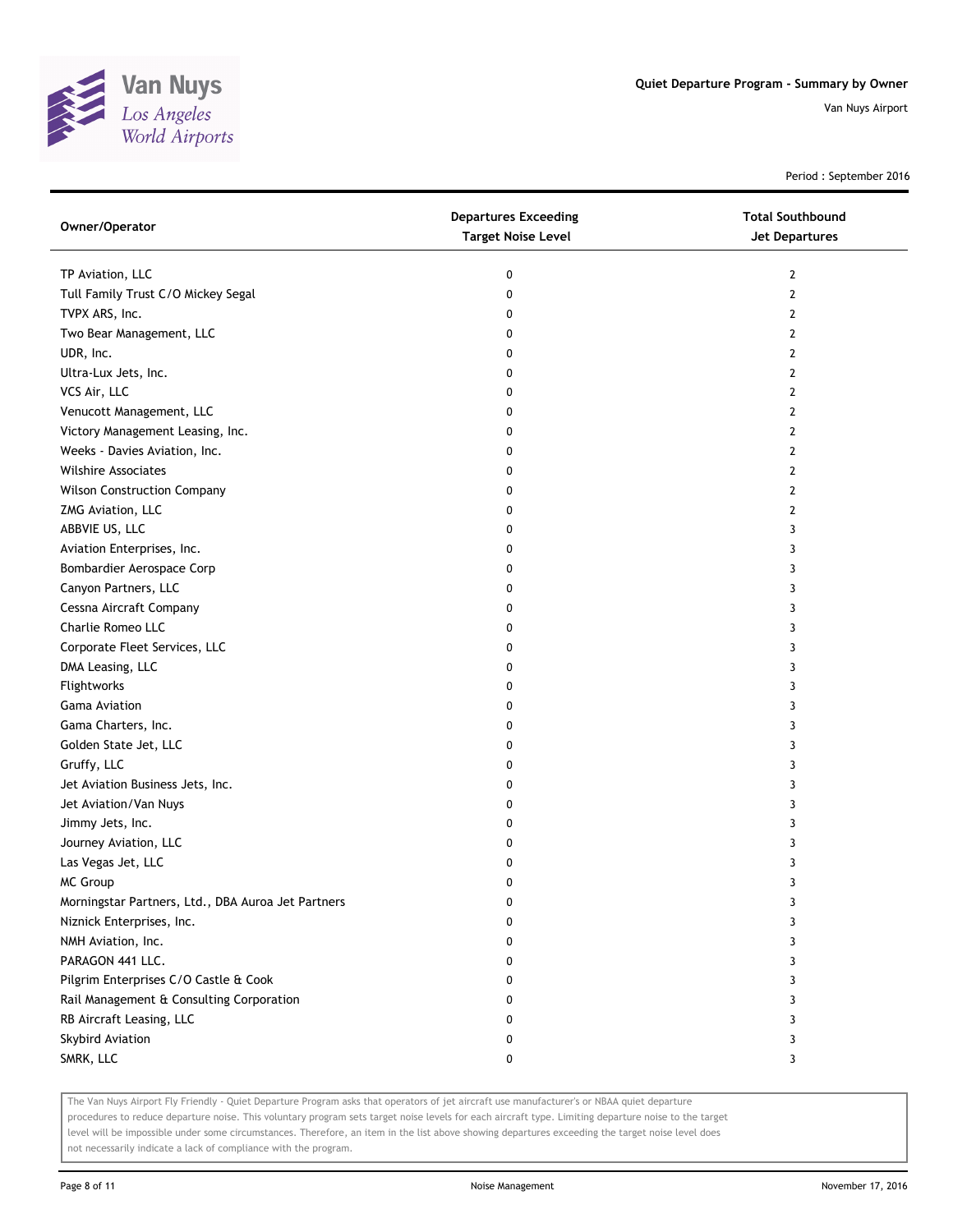Quiet Departure Program - Summary by Owner

Van Nuys Airport

Period : September 2016

| Owner/Operator | Departures Exceeding Target Noise Level | Total Southbound Jet Departures |
|---|---|---|
| TP Aviation, LLC | 0 | 2 |
| Tull Family Trust C/O Mickey Segal | 0 | 2 |
| TVPX ARS, Inc. | 0 | 2 |
| Two Bear Management, LLC | 0 | 2 |
| UDR, Inc. | 0 | 2 |
| Ultra-Lux Jets, Inc. | 0 | 2 |
| VCS Air, LLC | 0 | 2 |
| Venucott Management, LLC | 0 | 2 |
| Victory Management Leasing, Inc. | 0 | 2 |
| Weeks - Davies Aviation, Inc. | 0 | 2 |
| Wilshire Associates | 0 | 2 |
| Wilson Construction Company | 0 | 2 |
| ZMG Aviation, LLC | 0 | 2 |
| ABBVIE US, LLC | 0 | 3 |
| Aviation Enterprises, Inc. | 0 | 3 |
| Bombardier Aerospace Corp | 0 | 3 |
| Canyon Partners, LLC | 0 | 3 |
| Cessna Aircraft Company | 0 | 3 |
| Charlie Romeo LLC | 0 | 3 |
| Corporate Fleet Services, LLC | 0 | 3 |
| DMA Leasing, LLC | 0 | 3 |
| Flightworks | 0 | 3 |
| Gama Aviation | 0 | 3 |
| Gama Charters, Inc. | 0 | 3 |
| Golden State Jet, LLC | 0 | 3 |
| Gruffy, LLC | 0 | 3 |
| Jet Aviation Business Jets, Inc. | 0 | 3 |
| Jet Aviation/Van Nuys | 0 | 3 |
| Jimmy Jets, Inc. | 0 | 3 |
| Journey Aviation, LLC | 0 | 3 |
| Las Vegas Jet, LLC | 0 | 3 |
| MC Group | 0 | 3 |
| Morningstar Partners, Ltd., DBA Auroa Jet Partners | 0 | 3 |
| Niznick Enterprises, Inc. | 0 | 3 |
| NMH Aviation, Inc. | 0 | 3 |
| PARAGON 441 LLC. | 0 | 3 |
| Pilgrim Enterprises C/O Castle & Cook | 0 | 3 |
| Rail Management & Consulting Corporation | 0 | 3 |
| RB Aircraft Leasing, LLC | 0 | 3 |
| Skybird Aviation | 0 | 3 |
| SMRK, LLC | 0 | 3 |

The Van Nuys Airport Fly Friendly - Quiet Departure Program asks that operators of jet aircraft use manufacturer's or NBAA quiet departure procedures to reduce departure noise. This voluntary program sets target noise levels for each aircraft type. Limiting departure noise to the target level will be impossible under some circumstances. Therefore, an item in the list above showing departures exceeding the target noise level does not necessarily indicate a lack of compliance with the program.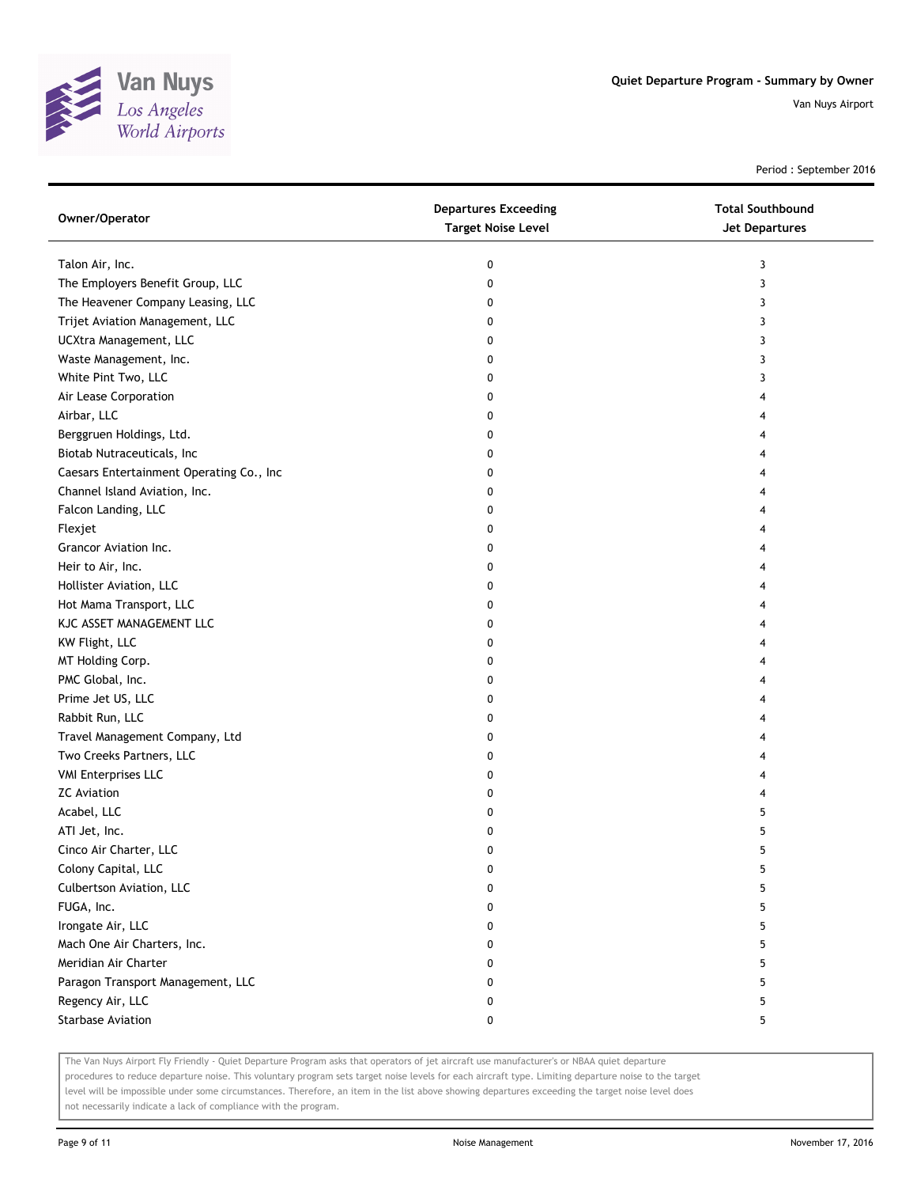Quiet Departure Program - Summary by Owner

Van Nuys Airport

Period : September 2016

| Owner/Operator | Departures Exceeding Target Noise Level | Total Southbound Jet Departures |
|---|---|---|
| Talon Air, Inc. | 0 | 3 |
| The Employers Benefit Group, LLC | 0 | 3 |
| The Heavener Company Leasing, LLC | 0 | 3 |
| Trijet Aviation Management, LLC | 0 | 3 |
| UCXtra Management, LLC | 0 | 3 |
| Waste Management, Inc. | 0 | 3 |
| White Pint Two, LLC | 0 | 3 |
| Air Lease Corporation | 0 | 4 |
| Airbar, LLC | 0 | 4 |
| Berggruen Holdings, Ltd. | 0 | 4 |
| Biotab Nutraceuticals, Inc | 0 | 4 |
| Caesars Entertainment Operating Co., Inc | 0 | 4 |
| Channel Island Aviation, Inc. | 0 | 4 |
| Falcon Landing, LLC | 0 | 4 |
| Flexjet | 0 | 4 |
| Grancor Aviation Inc. | 0 | 4 |
| Heir to Air, Inc. | 0 | 4 |
| Hollister Aviation, LLC | 0 | 4 |
| Hot Mama Transport, LLC | 0 | 4 |
| KJC ASSET MANAGEMENT LLC | 0 | 4 |
| KW Flight, LLC | 0 | 4 |
| MT Holding Corp. | 0 | 4 |
| PMC Global, Inc. | 0 | 4 |
| Prime Jet US, LLC | 0 | 4 |
| Rabbit Run, LLC | 0 | 4 |
| Travel Management Company, Ltd | 0 | 4 |
| Two Creeks Partners, LLC | 0 | 4 |
| VMI Enterprises LLC | 0 | 4 |
| ZC Aviation | 0 | 4 |
| Acabel, LLC | 0 | 5 |
| ATI Jet, Inc. | 0 | 5 |
| Cinco Air Charter, LLC | 0 | 5 |
| Colony Capital, LLC | 0 | 5 |
| Culbertson Aviation, LLC | 0 | 5 |
| FUGA, Inc. | 0 | 5 |
| Irongate Air, LLC | 0 | 5 |
| Mach One Air Charters, Inc. | 0 | 5 |
| Meridian Air Charter | 0 | 5 |
| Paragon Transport Management, LLC | 0 | 5 |
| Regency Air, LLC | 0 | 5 |
| Starbase Aviation | 0 | 5 |

The Van Nuys Airport Fly Friendly - Quiet Departure Program asks that operators of jet aircraft use manufacturer's or NBAA quiet departure procedures to reduce departure noise. This voluntary program sets target noise levels for each aircraft type. Limiting departure noise to the target level will be impossible under some circumstances. Therefore, an item in the list above showing departures exceeding the target noise level does not necessarily indicate a lack of compliance with the program.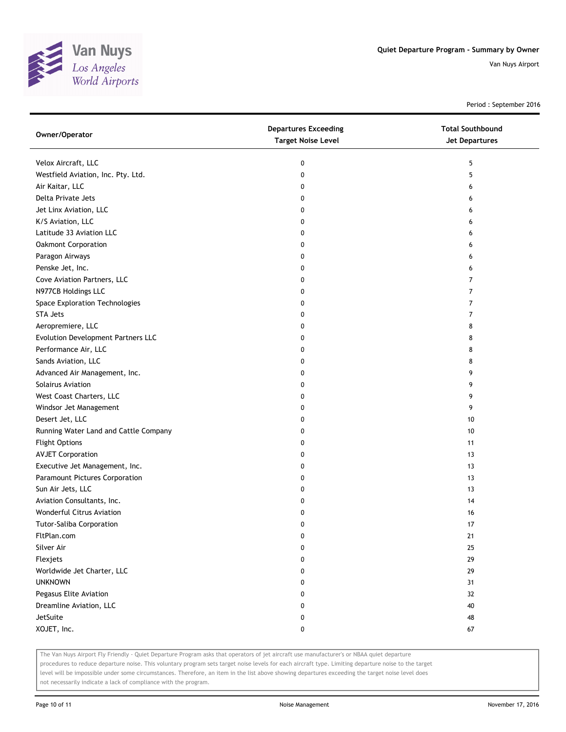Quiet Departure Program - Summary by Owner

Van Nuys Airport

Period : September 2016

| Owner/Operator | Departures Exceeding Target Noise Level | Total Southbound Jet Departures |
|---|---|---|
| Velox Aircraft, LLC | 0 | 5 |
| Westfield Aviation, Inc. Pty. Ltd. | 0 | 5 |
| Air Kaitar, LLC | 0 | 6 |
| Delta Private Jets | 0 | 6 |
| Jet Linx Aviation, LLC | 0 | 6 |
| K/S Aviation, LLC | 0 | 6 |
| Latitude 33 Aviation LLC | 0 | 6 |
| Oakmont Corporation | 0 | 6 |
| Paragon Airways | 0 | 6 |
| Penske Jet, Inc. | 0 | 6 |
| Cove Aviation Partners, LLC | 0 | 7 |
| N977CB Holdings LLC | 0 | 7 |
| Space Exploration Technologies | 0 | 7 |
| STA Jets | 0 | 7 |
| Aeropremiere, LLC | 0 | 8 |
| Evolution Development Partners LLC | 0 | 8 |
| Performance Air, LLC | 0 | 8 |
| Sands Aviation, LLC | 0 | 8 |
| Advanced Air Management, Inc. | 0 | 9 |
| Solairus Aviation | 0 | 9 |
| West Coast Charters, LLC | 0 | 9 |
| Windsor Jet Management | 0 | 9 |
| Desert Jet, LLC | 0 | 10 |
| Running Water Land and Cattle Company | 0 | 10 |
| Flight Options | 0 | 11 |
| AVJET Corporation | 0 | 13 |
| Executive Jet Management, Inc. | 0 | 13 |
| Paramount Pictures Corporation | 0 | 13 |
| Sun Air Jets, LLC | 0 | 13 |
| Aviation Consultants, Inc. | 0 | 14 |
| Wonderful Citrus Aviation | 0 | 16 |
| Tutor-Saliba Corporation | 0 | 17 |
| FltPlan.com | 0 | 21 |
| Silver Air | 0 | 25 |
| Flexjets | 0 | 29 |
| Worldwide Jet Charter, LLC | 0 | 29 |
| UNKNOWN | 0 | 31 |
| Pegasus Elite Aviation | 0 | 32 |
| Dreamline Aviation, LLC | 0 | 40 |
| JetSuite | 0 | 48 |
| XOJET, Inc. | 0 | 67 |

The Van Nuys Airport Fly Friendly - Quiet Departure Program asks that operators of jet aircraft use manufacturer's or NBAA quiet departure procedures to reduce departure noise. This voluntary program sets target noise levels for each aircraft type. Limiting departure noise to the target level will be impossible under some circumstances. Therefore, an item in the list above showing departures exceeding the target noise level does not necessarily indicate a lack of compliance with the program.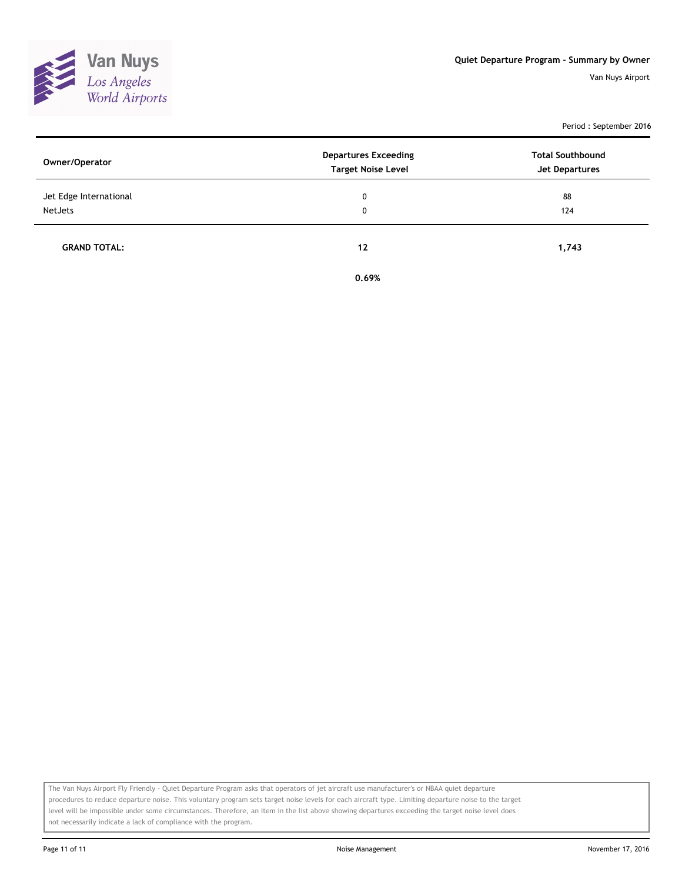## Quiet Departure Program - Summary by Owner

Van Nuys Airport

Period : September 2016

| Owner/Operator | Departures Exceeding Target Noise Level | Total Southbound Jet Departures |
|---|---|---|
| Jet Edge International | 0 | 88 |
| NetJets | 0 | 124 |
| **GRAND TOTAL:** | **12** | **1,743** |
| | **0.69%** | |

The Van Nuys Airport Fly Friendly - Quiet Departure Program asks that operators of jet aircraft use manufacturer's or NBAA quiet departure procedures to reduce departure noise. This voluntary program sets target noise levels for each aircraft type. Limiting departure noise to the target level will be impossible under some circumstances. Therefore, an item in the list above showing departures exceeding the target noise level does not necessarily indicate a lack of compliance with the program.